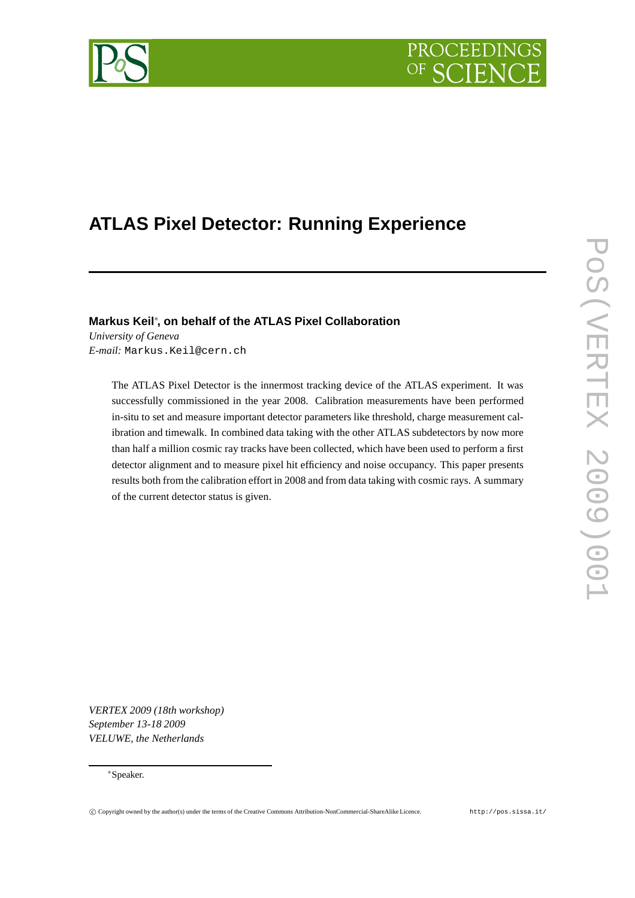# ATLAS Pixel Detector: Running Experience

**Markus Keil**[*]**, on behalf of the ATLAS Pixel Collaboration**

*University of Geneva*

*E-mail:* Markus.Keil@cern.ch

The ATLAS Pixel Detector is the innermost tracking device of the ATLAS experiment. It was successfully commissioned in the year 2008. Calibration measurements have been performed in-situ to set and measure important detector parameters like threshold, charge measurement calibration and timewalk. In combined data taking with the other ATLAS subdetectors by now more than half a million cosmic ray tracks have been collected, which have been used to perform a first detector alignment and to measure pixel hit efficiency and noise occupancy. This paper presents results both from the calibration effort in 2008 and from data taking with cosmic rays. A summary of the current detector status is given.

*VERTEX 2009 (18th workshop)*
*September 13-18 2009*
*VELUWE, the Netherlands*

[*]Speaker.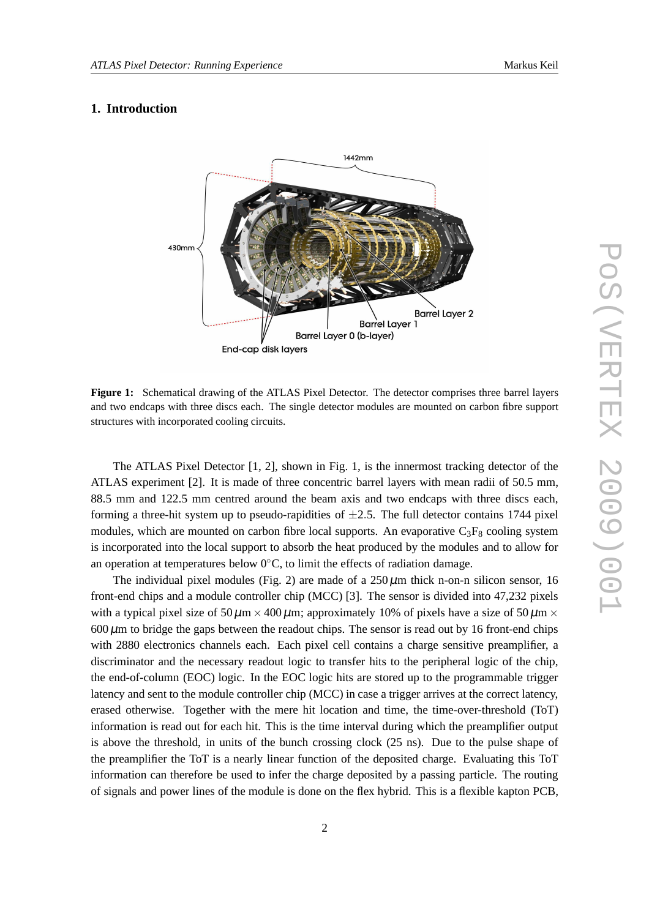## 1. Introduction

**Figure 1:** Schematical drawing of the ATLAS Pixel Detector. The detector comprises three barrel layers and two endcaps with three discs each. The single detector modules are mounted on carbon fibre support structures with incorporated cooling circuits.

The ATLAS Pixel Detector [1, 2], shown in Fig. 1, is the innermost tracking detector of the ATLAS experiment [2]. It is made of three concentric barrel layers with mean radii of 50.5 mm, 88.5 mm and 122.5 mm centred around the beam axis and two endcaps with three discs each, forming a three-hit system up to pseudo-rapidities of $\pm 2.5$. The full detector contains 1744 pixel modules, which are mounted on carbon fibre local supports. An evaporative $C_3F_8$ cooling system is incorporated into the local support to absorb the heat produced by the modules and to allow for an operation at temperatures below $0^{\circ}$C, to limit the effects of radiation damage.

The individual pixel modules (Fig. 2) are made of a $250\,\mu$m thick n-on-n silicon sensor, 16 front-end chips and a module controller chip (MCC) [3]. The sensor is divided into 47,232 pixels with a typical pixel size of $50\,\mu\text{m} \times 400\,\mu\text{m}$; approximately 10% of pixels have a size of $50\,\mu\text{m} \times 600\,\mu\text{m}$ to bridge the gaps between the readout chips. The sensor is read out by 16 front-end chips with 2880 electronics channels each. Each pixel cell contains a charge sensitive preamplifier, a discriminator and the necessary readout logic to transfer hits to the peripheral logic of the chip, the end-of-column (EOC) logic. In the EOC logic hits are stored up to the programmable trigger latency and sent to the module controller chip (MCC) in case a trigger arrives at the correct latency, erased otherwise. Together with the mere hit location and time, the time-over-threshold (ToT) information is read out for each hit. This is the time interval during which the preamplifier output is above the threshold, in units of the bunch crossing clock (25 ns). Due to the pulse shape of the preamplifier the ToT is a nearly linear function of the deposited charge. Evaluating this ToT information can therefore be used to infer the charge deposited by a passing particle. The routing of signals and power lines of the module is done on the flex hybrid. This is a flexible kapton PCB,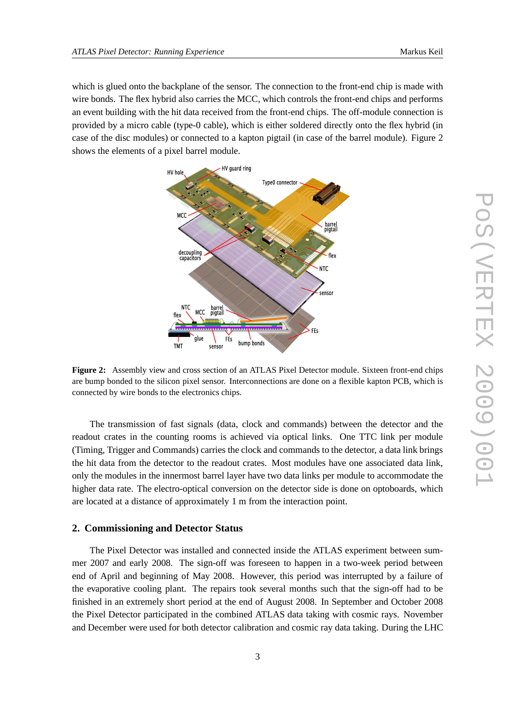which is glued onto the backplane of the sensor. The connection to the front-end chip is made with wire bonds. The flex hybrid also carries the MCC, which controls the front-end chips and performs an event building with the hit data received from the front-end chips. The off-module connection is provided by a micro cable (type-0 cable), which is either soldered directly onto the flex hybrid (in case of the disc modules) or connected to a kapton pigtail (in case of the barrel module). Figure 2 shows the elements of a pixel barrel module.

**Figure 2:** Assembly view and cross section of an ATLAS Pixel Detector module. Sixteen front-end chips are bump bonded to the silicon pixel sensor. Interconnections are done on a flexible kapton PCB, which is connected by wire bonds to the electronics chips.

The transmission of fast signals (data, clock and commands) between the detector and the readout crates in the counting rooms is achieved via optical links. One TTC link per module (Timing, Trigger and Commands) carries the clock and commands to the detector, a data link brings the hit data from the detector to the readout crates. Most modules have one associated data link, only the modules in the innermost barrel layer have two data links per module to accommodate the higher data rate. The electro-optical conversion on the detector side is done on optoboards, which are located at a distance of approximately 1 m from the interaction point.

## 2. Commissioning and Detector Status

The Pixel Detector was installed and connected inside the ATLAS experiment between summer 2007 and early 2008. The sign-off was foreseen to happen in a two-week period between end of April and beginning of May 2008. However, this period was interrupted by a failure of the evaporative cooling plant. The repairs took several months such that the sign-off had to be finished in an extremely short period at the end of August 2008. In September and October 2008 the Pixel Detector participated in the combined ATLAS data taking with cosmic rays. November and December were used for both detector calibration and cosmic ray data taking. During the LHC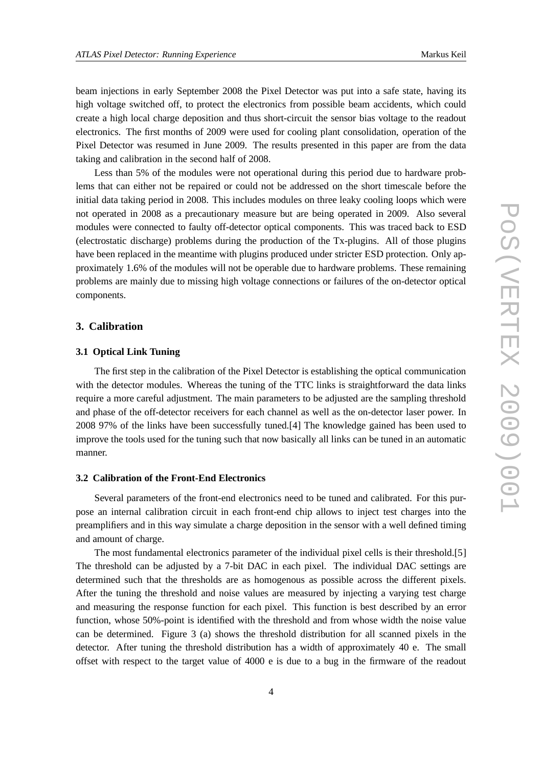beam injections in early September 2008 the Pixel Detector was put into a safe state, having its high voltage switched off, to protect the electronics from possible beam accidents, which could create a high local charge deposition and thus short-circuit the sensor bias voltage to the readout electronics. The first months of 2009 were used for cooling plant consolidation, operation of the Pixel Detector was resumed in June 2009. The results presented in this paper are from the data taking and calibration in the second half of 2008.

Less than 5% of the modules were not operational during this period due to hardware problems that can either not be repaired or could not be addressed on the short timescale before the initial data taking period in 2008. This includes modules on three leaky cooling loops which were not operated in 2008 as a precautionary measure but are being operated in 2009. Also several modules were connected to faulty off-detector optical components. This was traced back to ESD (electrostatic discharge) problems during the production of the Tx-plugins. All of those plugins have been replaced in the meantime with plugins produced under stricter ESD protection. Only approximately 1.6% of the modules will not be operable due to hardware problems. These remaining problems are mainly due to missing high voltage connections or failures of the on-detector optical components.

## 3. Calibration

### 3.1 Optical Link Tuning

The first step in the calibration of the Pixel Detector is establishing the optical communication with the detector modules. Whereas the tuning of the TTC links is straightforward the data links require a more careful adjustment. The main parameters to be adjusted are the sampling threshold and phase of the off-detector receivers for each channel as well as the on-detector laser power. In 2008 97% of the links have been successfully tuned.[4] The knowledge gained has been used to improve the tools used for the tuning such that now basically all links can be tuned in an automatic manner.

### 3.2 Calibration of the Front-End Electronics

Several parameters of the front-end electronics need to be tuned and calibrated. For this purpose an internal calibration circuit in each front-end chip allows to inject test charges into the preamplifiers and in this way simulate a charge deposition in the sensor with a well defined timing and amount of charge.

The most fundamental electronics parameter of the individual pixel cells is their threshold.[5] The threshold can be adjusted by a 7-bit DAC in each pixel. The individual DAC settings are determined such that the thresholds are as homogenous as possible across the different pixels. After the tuning the threshold and noise values are measured by injecting a varying test charge and measuring the response function for each pixel. This function is best described by an error function, whose 50%-point is identified with the threshold and from whose width the noise value can be determined. Figure 3 (a) shows the threshold distribution for all scanned pixels in the detector. After tuning the threshold distribution has a width of approximately 40 e. The small offset with respect to the target value of 4000 e is due to a bug in the firmware of the readout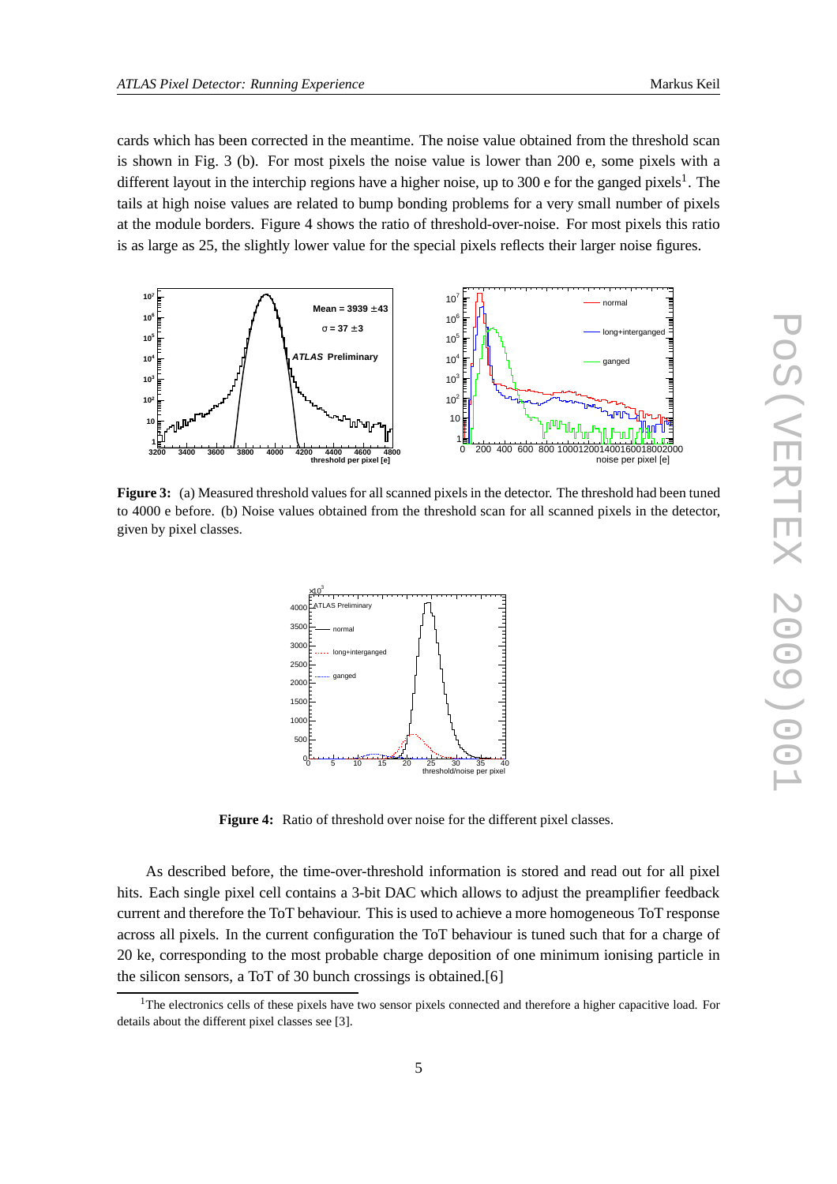cards which has been corrected in the meantime. The noise value obtained from the threshold scan is shown in Fig. 3 (b). For most pixels the noise value is lower than 200 e, some pixels with a different layout in the interchip regions have a higher noise, up to 300 e for the ganged pixels[1]. The tails at high noise values are related to bump bonding problems for a very small number of pixels at the module borders. Figure 4 shows the ratio of threshold-over-noise. For most pixels this ratio is as large as 25, the slightly lower value for the special pixels reflects their larger noise figures.

**Figure 3:** (a) Measured threshold values for all scanned pixels in the detector. The threshold had been tuned to 4000 e before. (b) Noise values obtained from the threshold scan for all scanned pixels in the detector, given by pixel classes.

**Figure 4:** Ratio of threshold over noise for the different pixel classes.

As described before, the time-over-threshold information is stored and read out for all pixel hits. Each single pixel cell contains a 3-bit DAC which allows to adjust the preamplifier feedback current and therefore the ToT behaviour. This is used to achieve a more homogeneous ToT response across all pixels. In the current configuration the ToT behaviour is tuned such that for a charge of 20 ke, corresponding to the most probable charge deposition of one minimum ionising particle in the silicon sensors, a ToT of 30 bunch crossings is obtained.[6]

[1] The electronics cells of these pixels have two sensor pixels connected and therefore a higher capacitive load. For details about the different pixel classes see [3].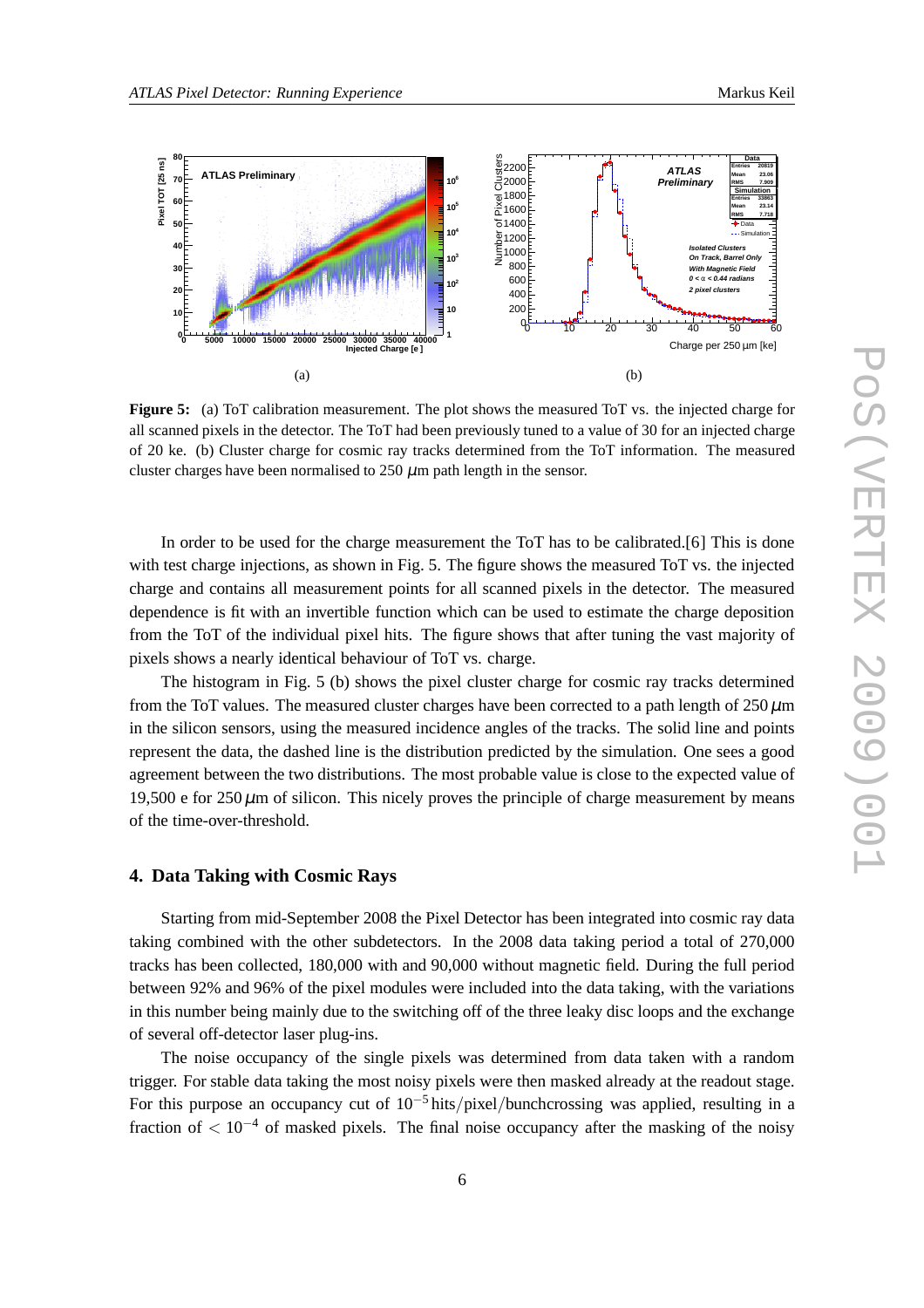**Figure 5:** (a) ToT calibration measurement. The plot shows the measured ToT vs. the injected charge for all scanned pixels in the detector. The ToT had been previously tuned to a value of 30 for an injected charge of 20 ke. (b) Cluster charge for cosmic ray tracks determined from the ToT information. The measured cluster charges have been normalised to 250 $\mu$m path length in the sensor.

In order to be used for the charge measurement the ToT has to be calibrated.[6] This is done with test charge injections, as shown in Fig. 5. The figure shows the measured ToT vs. the injected charge and contains all measurement points for all scanned pixels in the detector. The measured dependence is fit with an invertible function which can be used to estimate the charge deposition from the ToT of the individual pixel hits. The figure shows that after tuning the vast majority of pixels shows a nearly identical behaviour of ToT vs. charge.

The histogram in Fig. 5 (b) shows the pixel cluster charge for cosmic ray tracks determined from the ToT values. The measured cluster charges have been corrected to a path length of 250 $\mu$m in the silicon sensors, using the measured incidence angles of the tracks. The solid line and points represent the data, the dashed line is the distribution predicted by the simulation. One sees a good agreement between the two distributions. The most probable value is close to the expected value of 19,500 e for 250 $\mu$m of silicon. This nicely proves the principle of charge measurement by means of the time-over-threshold.

## 4. Data Taking with Cosmic Rays

Starting from mid-September 2008 the Pixel Detector has been integrated into cosmic ray data taking combined with the other subdetectors. In the 2008 data taking period a total of 270,000 tracks has been collected, 180,000 with and 90,000 without magnetic field. During the full period between 92% and 96% of the pixel modules were included into the data taking, with the variations in this number being mainly due to the switching off of the three leaky disc loops and the exchange of several off-detector laser plug-ins.

The noise occupancy of the single pixels was determined from data taken with a random trigger. For stable data taking the most noisy pixels were then masked already at the readout stage. For this purpose an occupancy cut of $10^{-5}$ hits/pixel/bunchcrossing was applied, resulting in a fraction of $< 10^{-4}$ of masked pixels. The final noise occupancy after the masking of the noisy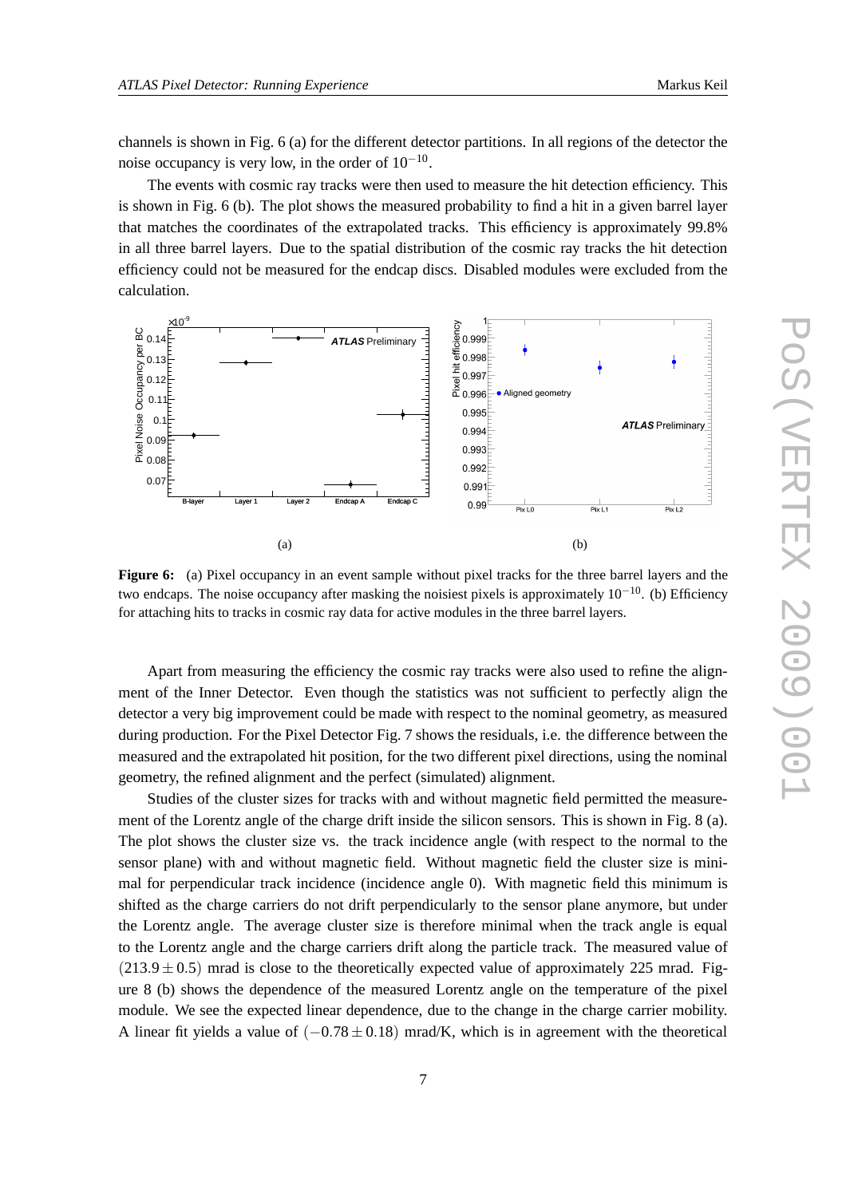channels is shown in Fig. 6 (a) for the different detector partitions. In all regions of the detector the noise occupancy is very low, in the order of $10^{-10}$.

The events with cosmic ray tracks were then used to measure the hit detection efficiency. This is shown in Fig. 6 (b). The plot shows the measured probability to find a hit in a given barrel layer that matches the coordinates of the extrapolated tracks. This efficiency is approximately 99.8% in all three barrel layers. Due to the spatial distribution of the cosmic ray tracks the hit detection efficiency could not be measured for the endcap discs. Disabled modules were excluded from the calculation.

(a) (b)

**Figure 6:** (a) Pixel occupancy in an event sample without pixel tracks for the three barrel layers and the two endcaps. The noise occupancy after masking the noisiest pixels is approximately $10^{-10}$. (b) Efficiency for attaching hits to tracks in cosmic ray data for active modules in the three barrel layers.

Apart from measuring the efficiency the cosmic ray tracks were also used to refine the alignment of the Inner Detector. Even though the statistics was not sufficient to perfectly align the detector a very big improvement could be made with respect to the nominal geometry, as measured during production. For the Pixel Detector Fig. 7 shows the residuals, i.e. the difference between the measured and the extrapolated hit position, for the two different pixel directions, using the nominal geometry, the refined alignment and the perfect (simulated) alignment.

Studies of the cluster sizes for tracks with and without magnetic field permitted the measurement of the Lorentz angle of the charge drift inside the silicon sensors. This is shown in Fig. 8 (a). The plot shows the cluster size vs. the track incidence angle (with respect to the normal to the sensor plane) with and without magnetic field. Without magnetic field the cluster size is minimal for perpendicular track incidence (incidence angle 0). With magnetic field this minimum is shifted as the charge carriers do not drift perpendicularly to the sensor plane anymore, but under the Lorentz angle. The average cluster size is therefore minimal when the track angle is equal to the Lorentz angle and the charge carriers drift along the particle track. The measured value of $(213.9 \pm 0.5)$ mrad is close to the theoretically expected value of approximately 225 mrad. Figure 8 (b) shows the dependence of the measured Lorentz angle on the temperature of the pixel module. We see the expected linear dependence, due to the change in the charge carrier mobility. A linear fit yields a value of $(-0.78 \pm 0.18)$ mrad/K, which is in agreement with the theoretical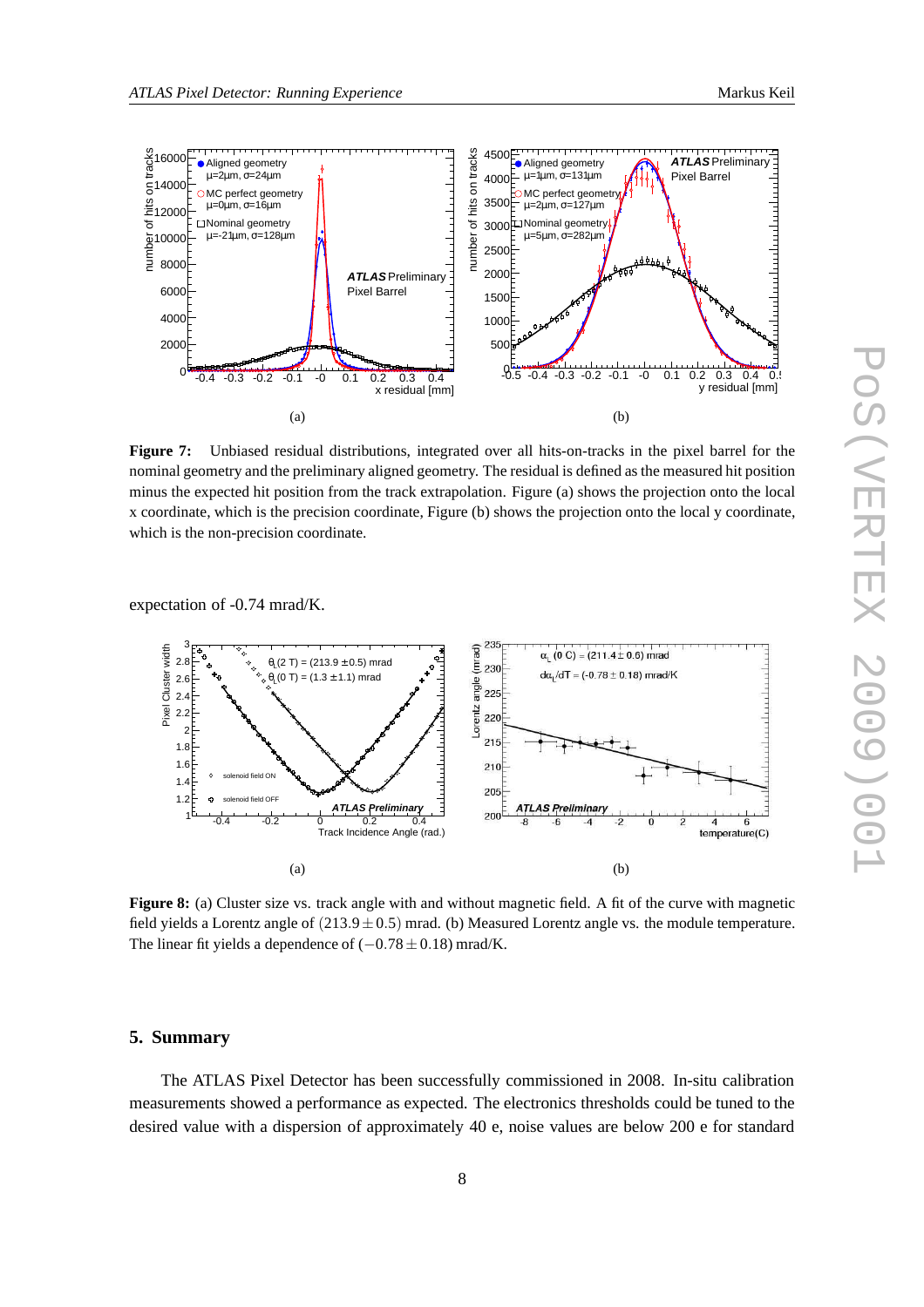**Figure 7:** Unbiased residual distributions, integrated over all hits-on-tracks in the pixel barrel for the nominal geometry and the preliminary aligned geometry. The residual is defined as the measured hit position minus the expected hit position from the track extrapolation. Figure (a) shows the projection onto the local x coordinate, which is the precision coordinate, Figure (b) shows the projection onto the local y coordinate, which is the non-precision coordinate.

expectation of -0.74 mrad/K.

**Figure 8:** (a) Cluster size vs. track angle with and without magnetic field. A fit of the curve with magnetic field yields a Lorentz angle of $(213.9 \pm 0.5)$ mrad. (b) Measured Lorentz angle vs. the module temperature. The linear fit yields a dependence of $(-0.78 \pm 0.18)$ mrad/K.

## 5. Summary

The ATLAS Pixel Detector has been successfully commissioned in 2008. In-situ calibration measurements showed a performance as expected. The electronics thresholds could be tuned to the desired value with a dispersion of approximately 40 e, noise values are below 200 e for standard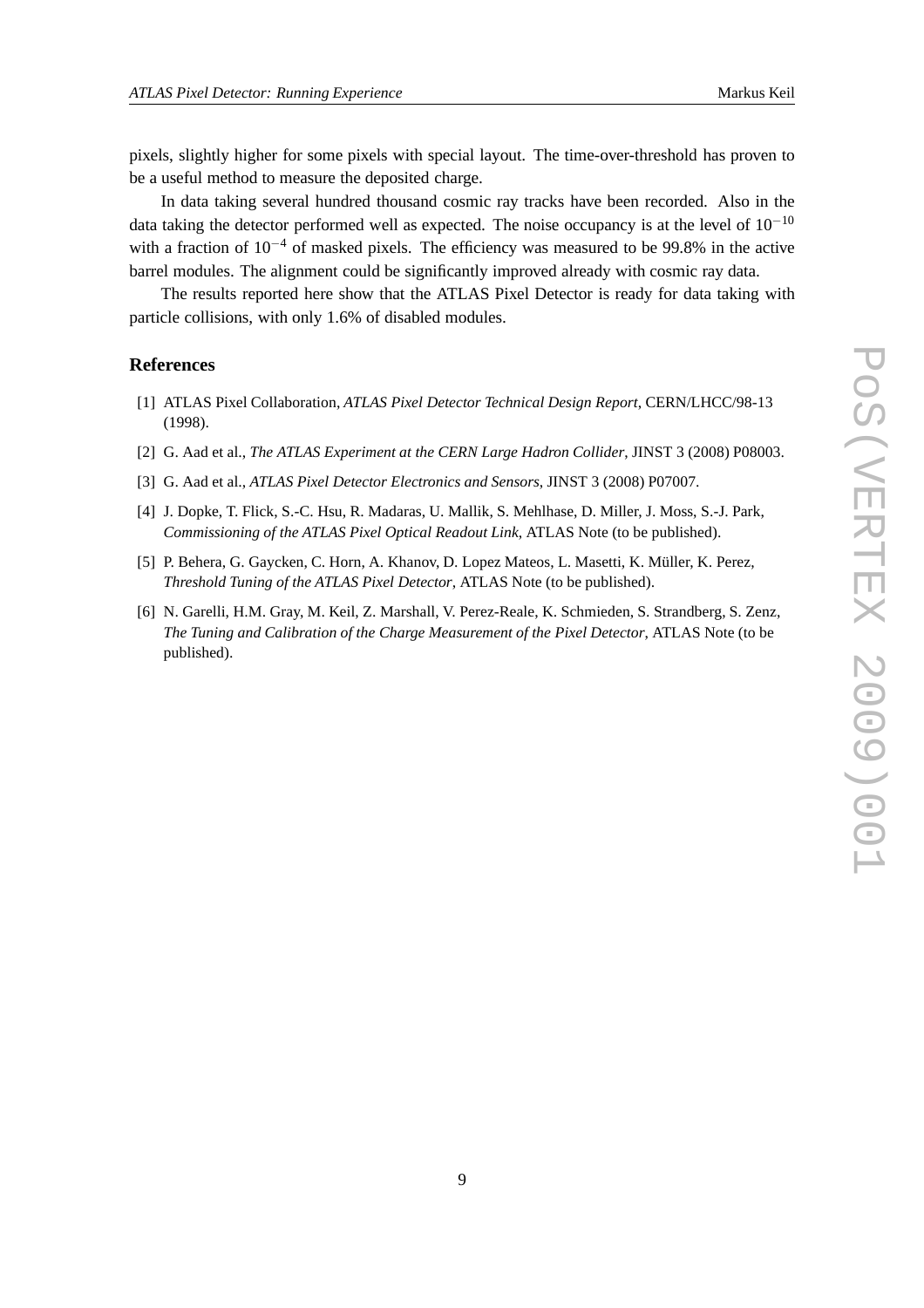pixels, slightly higher for some pixels with special layout. The time-over-threshold has proven to be a useful method to measure the deposited charge.

In data taking several hundred thousand cosmic ray tracks have been recorded. Also in the data taking the detector performed well as expected. The noise occupancy is at the level of $10^{-10}$ with a fraction of $10^{-4}$ of masked pixels. The efficiency was measured to be 99.8% in the active barrel modules. The alignment could be significantly improved already with cosmic ray data.

The results reported here show that the ATLAS Pixel Detector is ready for data taking with particle collisions, with only 1.6% of disabled modules.

## References

[1] ATLAS Pixel Collaboration, *ATLAS Pixel Detector Technical Design Report*, CERN/LHCC/98-13 (1998).

[2] G. Aad et al., *The ATLAS Experiment at the CERN Large Hadron Collider*, JINST 3 (2008) P08003.

[3] G. Aad et al., *ATLAS Pixel Detector Electronics and Sensors*, JINST 3 (2008) P07007.

[4] J. Dopke, T. Flick, S.-C. Hsu, R. Madaras, U. Mallik, S. Mehlhase, D. Miller, J. Moss, S.-J. Park, *Commissioning of the ATLAS Pixel Optical Readout Link*, ATLAS Note (to be published).

[5] P. Behera, G. Gaycken, C. Horn, A. Khanov, D. Lopez Mateos, L. Masetti, K. Müller, K. Perez, *Threshold Tuning of the ATLAS Pixel Detector*, ATLAS Note (to be published).

[6] N. Garelli, H.M. Gray, M. Keil, Z. Marshall, V. Perez-Reale, K. Schmieden, S. Strandberg, S. Zenz, *The Tuning and Calibration of the Charge Measurement of the Pixel Detector*, ATLAS Note (to be published).